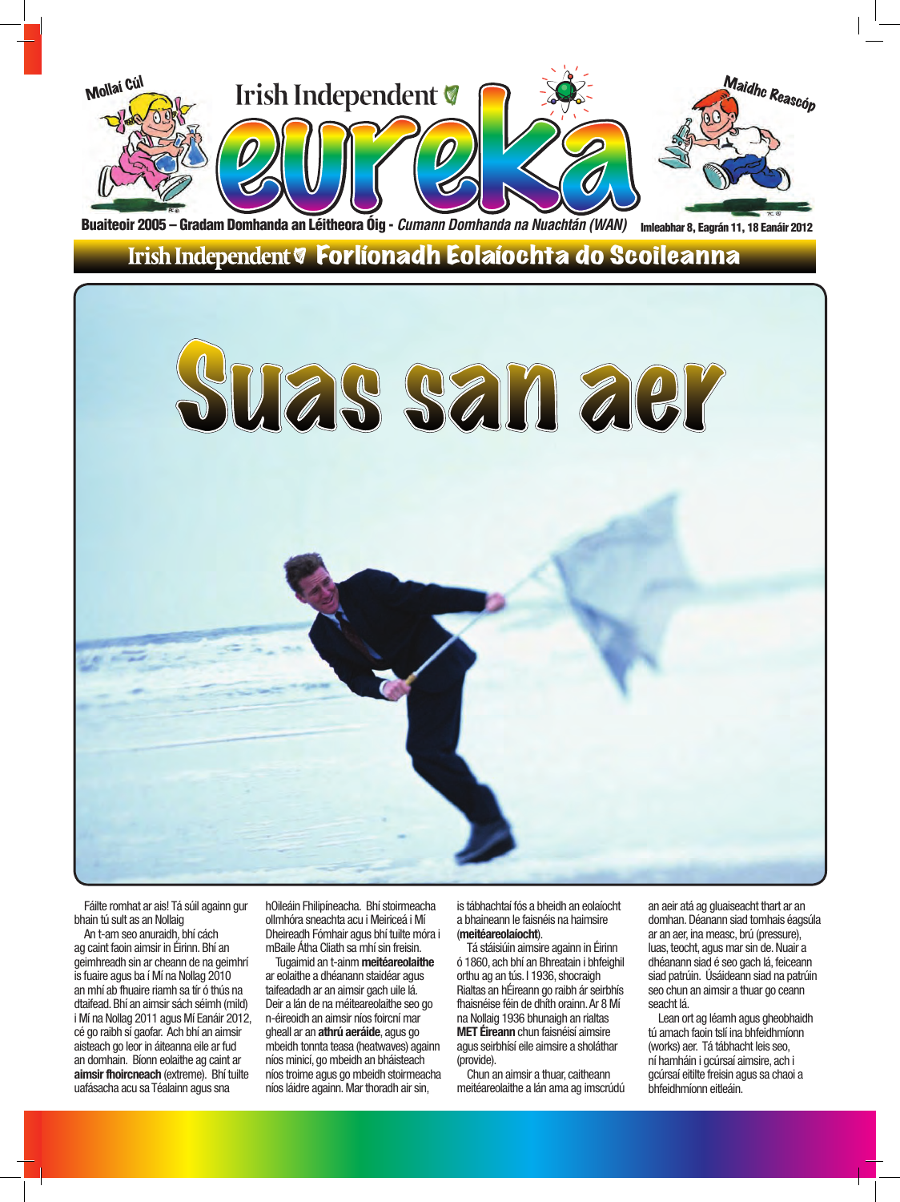Mollaí Cúl

Irish Independent

# eureka

Maidhc Reascóp

Buaiteoir 2005 – Gradam Domhanda an Léitheora Óig - *Cumann Domhanda na Nuachtán (WAN)* Imleabhar 8, Eagrán 11, 18 Eanáir 2012

Irish Independent **Forlíonadh Eolaíochta do Scoileanna**

# Suas san aer

Fáilte romhat ar ais! Tá súil againn gur bhain tú sult as an Nollaig

An t-am seo anuraidh, bhí cách ag caint faoin aimsir in Éirinn. Bhí an geimhreadh sin ar cheann de na geimhrí is fuaire agus ba í Mí na Nollag 2010 an mhí ab fhuaire riamh sa tír ó thús na dtaifead. Bhí an aimsir sách séimh (mild) i Mí na Nollag 2011 agus Mí Eanáir 2012, cé go raibh sí gaofar. Ach bhí an aimsir aisteach go leor in áiteanna eile ar fud an domhain. Bíonn eolaithe ag caint ar **aimsir fhoircneach** (extreme). Bhí tuilte uafásacha acu sa Téalainn agus sna hOileáin Fhilipíneacha. Bhí stoirmeacha ollmhóra sneachta acu i Meiriceá i Mí Dheireadh Fómhair agus bhí tuilte móra i mBaile Átha Cliath sa mhí sin freisin.

Tugaimid an t-ainm **meitéareolaithe** ar eolaithe a dhéanann staidéar agus taifeadadh ar an aimsir gach uile lá. Deir a lán de na méiteareolaithe seo go n-éireoidh an aimsir níos foircní mar gheall ar an **athrú aeráide**, agus go mbeidh tonnta teasa (heatwaves) againn níos minicí, go mbeidh an bháisteach níos troime agus go mbeidh stoirmeacha níos láidre againn. Mar thoradh air sin, is tábhachtaí fós a bheidh an eolaíocht a bhaineann le faisnéis na haimsire (**meitéareolaíocht**).

Tá stáisiúin aimsire againn in Éirinn ó 1860, ach bhí an Bhreatain i bhfeighil orthu ag an tús. I 1936, shocraigh Rialtas an hÉireann go raibh ár seirbhís fhaisnéise féin de dhíth orainn. Ar 8 Mí na Nollaig 1936 bhunaigh an rialtas **MET Éireann** chun faisnéisí aimsire agus seirbhísí eile aimsire a sholáthar (provide).

Chun an aimsir a thuar, caitheann meitéareolaithe a lán ama ag imscrúdú an aeir atá ag gluaiseacht thart ar an domhan. Déanann siad tomhais éagsúla ar an aer, ina measc, brú (pressure), luas, teocht, agus mar sin de. Nuair a dhéanann siad é seo gach lá, feiceann siad patrúin. Úsáideann siad na patrúin seo chun an aimsir a thuar go ceann seacht lá.

Lean ort ag léamh agus gheobhaidh tú amach faoin tslí ina bhfeidhmíonn (works) aer. Tá tábhacht leis seo, ní hamháin i gcúrsaí aimsire, ach i gcúrsaí eitilte freisin agus sa chaoi a bhfeidhmíonn eitleáin.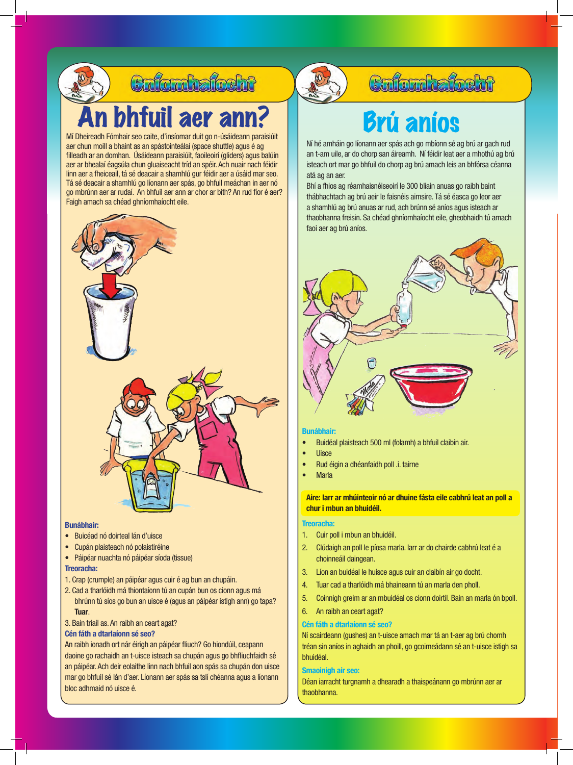## Gníomhaíocht

# An bhfuil aer ann?

Mí Dheireadh Fómhair seo caite, d'insíomar duit go n-úsáideann paraisiúit aer chun moill a bhaint as an spástointeálaí (space shuttle) agus é ag filleadh ar an domhan. Úsáideann paraisiúit, faoileoirí (gliders) agus balúin aer ar bhealaí éagsúla chun gluaiseacht tríd an spéir. Ach nuair nach féidir linn aer a fheiceail, tá sé deacair a shamhlú gur féidir aer a úsáid mar seo. Tá sé deacair a shamhlú go líonann aer spás, go bhfuil meáchan in aer nó go mbrúnn aer ar rudaí. An bhfuil aer ann ar chor ar bith? An rud fíor é aer? Faigh amach sa chéad ghníomhaíocht eile.

**Bunábhair:**

- Buicéad nó doirteal lán d'uisce
- Cupán plaisteach nó polaistiréine
- Páipéar nuachta nó páipéar síoda (tissue)

**Treoracha:**

1. Crap (crumple) an páipéar agus cuir é ag bun an chupáin.
2. Cad a tharlóidh má thiontaíonn tú an cupán bun os cionn agus má bhrúnn tú síos go bun an uisce é (agus an páipéar istigh ann) go tapa? **Tuar**.
3. Bain triail as. An raibh an ceart agat?

**Cén fáth a dtarlaíonn sé seo?**

An raibh ionadh ort nár éirigh an páipéar fliuch? Go hiondúil, ceapann daoine go rachaidh an t-uisce isteach sa chupán agus go bhfliuchfaidh sé an páipéar. Ach deir eolaithe linn nach bhfuil aon spás sa chupán don uisce mar go bhfuil sé lán d'aer. Líonann aer spás sa tslí chéanna agus a líonann bloc adhmaid nó uisce é.

## Gníomhaíocht

# Brú aníos

Ní hé amháin go líonann aer spás ach go mbíonn sé ag brú ar gach rud an t-am uile, ar do chorp san áireamh. Ní féidir leat aer a mhothú ag brú isteach ort mar go bhfuil do chorp ag brú amach leis an bhfórsa céanna atá ag an aer.

Bhí a fhios ag réamhaisnéiseoirí le 300 bliain anuas go raibh baint thábhachtach ag brú aeir le faisnéis aimsire. Tá sé éasca go leor aer a shamhlú ag brú anuas ar rud, ach brúnn sé aníos agus isteach ar thaobhanna freisin. Sa chéad ghníomhaíocht eile, gheobhaidh tú amach faoi aer ag brú aníos.

**Bunábhair:**

- Buidéal plaisteach 500 ml (folamh) a bhfuil claibín air.
- Uisce
- Rud éigin a dhéanfaidh poll .i. tairne
- Marla

**Aire: Iarr ar mhúinteoir nó ar dhuine fásta eile cabhrú leat an poll a chur i mbun an bhuidéil.**

**Treoracha:**

1. Cuir poll i mbun an bhuidéil.
2. Clúdaigh an poll le píosa marla. Iarr ar do chairde cabhrú leat é a choinneáil daingean.
3. Líon an buidéal le huisce agus cuir an claibín air go docht.
4. Tuar cad a tharlóidh má bhaineann tú an marla den pholl.
5. Coinnigh greim ar an mbuidéal os cionn doirtil. Bain an marla ón bpoll.
6. An raibh an ceart agat?

**Cén fáth a dtarlaíonn sé seo?**

Ní scairdeann (gushes) an t-uisce amach mar tá an t-aer ag brú chomh tréan sin aníos in aghaidh an phoill, go gcoimeádann sé an t-uisce istigh sa bhuidéal.

**Smaoinigh air seo:**

Déan iarracht turgnamh a dhearadh a thaispeánann go mbrúnn aer ar thaobhanna.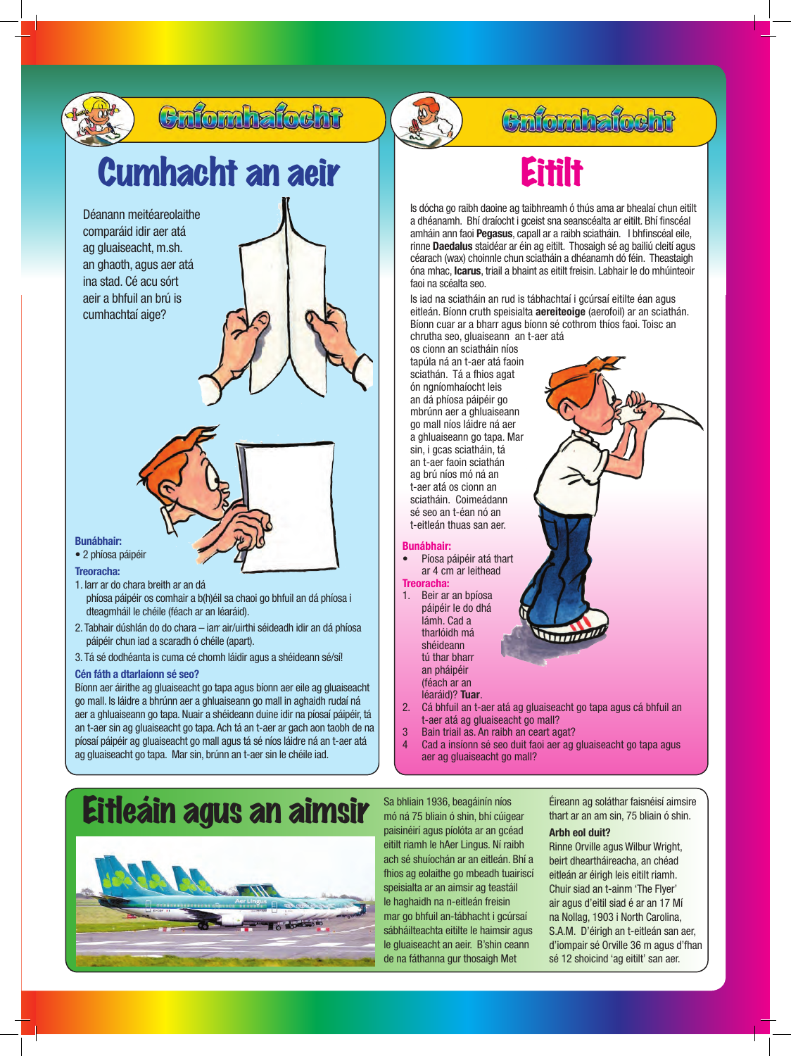## Gníomhaíocht

# Cumhacht an aeir

Déanann meitéareolaithe comparáid idir aer atá ag gluaiseacht, m.sh. an ghaoth, agus aer atá ina stad. Cé acu sórt aeir a bhfuil an brú is cumhachtaí aige?

**Bunábhair:**

- 2 phíosa páipéir

**Treoracha:**

1. Iarr ar do chara breith ar an dá phíosa páipéir os comhair a b(h)éil sa chaoi go bhfuil an dá phíosa i dteagmháil le chéile (féach ar an léaráid).
2. Tabhair dúshlán do do chara – iarr air/uirthi séideadh idir an dá phíosa páipéir chun iad a scaradh ó chéile (apart).
3. Tá sé dodhéanta is cuma cé chomh láidir agus a shéideann sé/sí!

**Cén fáth a dtarlaíonn sé seo?**

Bíonn aer áirithe ag gluaiseacht go tapa agus bíonn aer eile ag gluaiseacht go mall. Is láidre a bhrúnn aer a ghluaiseann go mall in aghaidh rudaí ná aer a ghluaiseann go tapa. Nuair a shéideann duine idir na píosaí páipéir, tá an t-aer sin ag gluaiseacht go tapa. Ach tá an t-aer ar gach aon taobh de na píosaí páipéir ag gluaiseacht go mall agus tá sé níos láidre ná an t-aer atá ag gluaiseacht go tapa. Mar sin, brúnn an t-aer sin le chéile iad.

## Gníomhaíocht

# Eitilt

Is dócha go raibh daoine ag taibhreamh ó thús ama ar bhealaí chun eitilt a dhéanamh. Bhí draíocht i gceist sna seanscéalta ar eitilt. Bhí finscéal amháin ann faoi **Pegasus**, capall ar a raibh sciatháin. I bhfinscéal eile, rinne **Daedalus** staidéar ar éin ag eitilt. Thosaigh sé ag bailiú cleití agus céarach (wax) choinnle chun sciatháin a dhéanamh dó féin. Theastaigh óna mhac, **Icarus**, triail a bhaint as eitilt freisin. Labhair le do mhúinteoir faoi na scéalta seo.

Is iad na sciatháin an rud is tábhachtaí i gcúrsaí eitilte éan agus eitleán. Bíonn cruth speisialta **aereiteoige** (aerofoil) ar an sciathán. Bíonn cuar ar a bharr agus bíonn sé cothrom thíos faoi. Toisc an chrutha seo, gluaiseann an t-aer atá os cionn an sciatháin níos tapúla ná an t-aer atá faoin sciathán. Tá a fhios agat ón ngníomhaíocht leis an dá phíosa páipéir go mbrúnn aer a ghluaiseann go mall níos láidre ná aer a ghluaiseann go tapa. Mar sin, i gcás sciatháin, tá an t-aer faoin sciathán ag brú níos mó ná an t-aer atá os cionn an sciatháin. Coimeádann sé seo an t-éan nó an t-eitleán thuas san aer.

**Bunábhair:**

- Píosa páipéir atá thart ar 4 cm ar leithead

**Treoracha:**

1. Beir ar an bpíosa páipéir le do dhá lámh. Cad a tharlóidh má shéideann tú thar bharr an pháipéir (féach ar an léaráid)? **Tuar**.
2. Cá bhfuil an t-aer atá ag gluaiseacht go tapa agus cá bhfuil an t-aer atá ag gluaiseacht go mall?
3. Bain triail as. An raibh an ceart agat?
4. Cad a insíonn sé seo duit faoi aer ag gluaiseacht go tapa agus aer ag gluaiseacht go mall?

# Eitleáin agus an aimsir

Sa bhliain 1936, beagáinín níos mó ná 75 bliain ó shin, bhí cúigear paisinéirí agus píolóta ar an gcéad eitilt riamh le hAer Lingus. Ní raibh ach sé shuíochán ar an eitleán. Bhí a fhios ag eolaithe go mbeadh tuairiscí speisialta ar an aimsir ag teastáil le haghaidh na n-eitleán freisin mar go bhfuil an-tábhacht i gcúrsaí sábháilteachta eitilte le haimsir agus le gluaiseacht an aeir. B'shin ceann de na fáthanna gur thosaigh Met Éireann ag soláthar faisnéisí aimsire thart ar an am sin, 75 bliain ó shin.

**Arbh eol duit?**

Rinne Orville agus Wilbur Wright, beirt dheartháireacha, an chéad eitleán ar éirigh leis eitilt riamh. Chuir siad an t-ainm 'The Flyer' air agus d'eitil siad é ar an 17 Mí na Nollag, 1903 i North Carolina, S.A.M. D'éirigh an t-eitleán san aer, d'iompair sé Orville 36 m agus d'fhan sé 12 shoicind 'ag eitilt' san aer.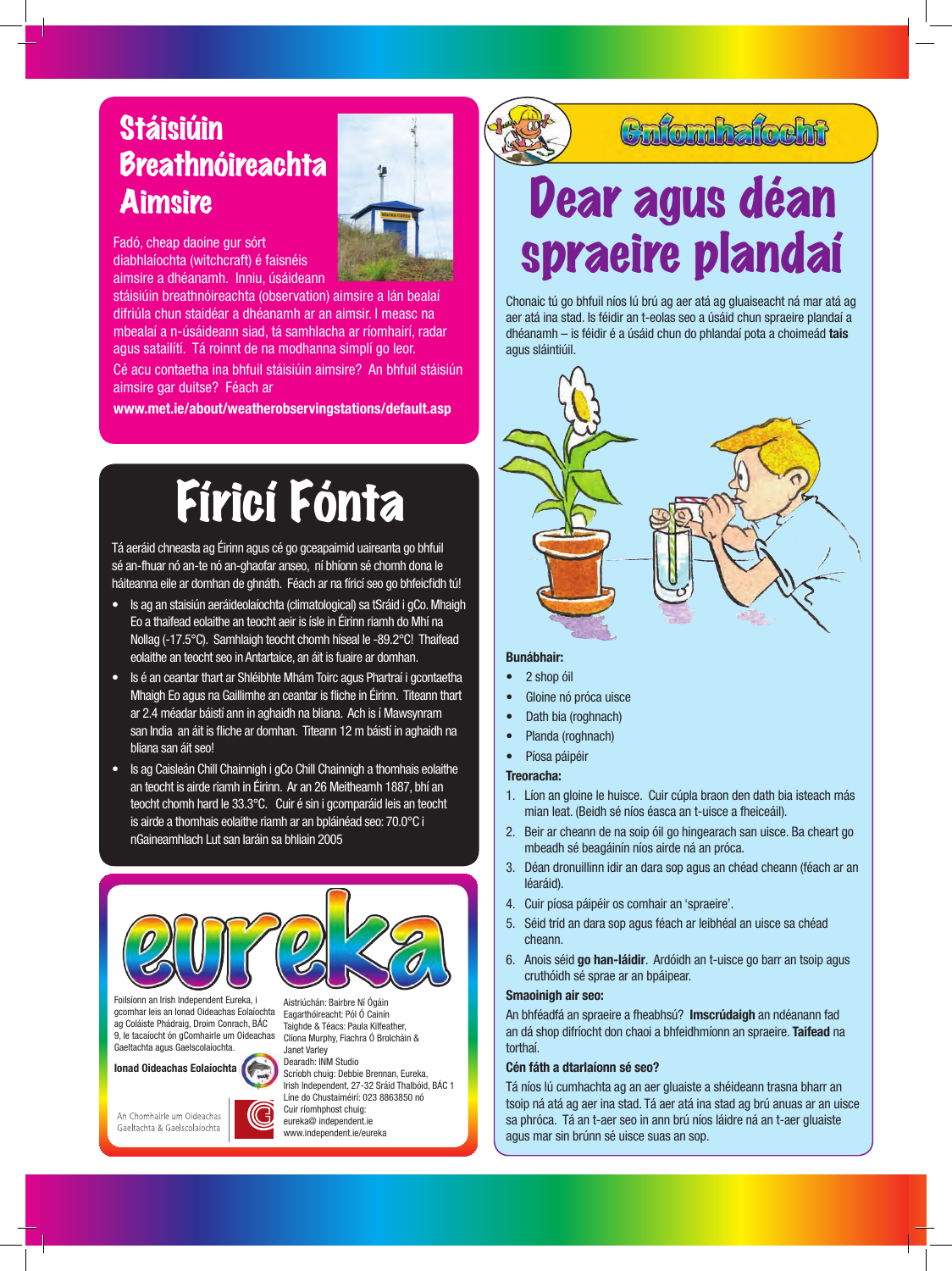## Stáisiúin Breathnóireachta Aimsire

Fadó, cheap daoine gur sórt diabhlaíochta (witchcraft) é faisnéis aimsire a dhéanamh. Inniu, úsáideann stáisiúin breathnóireachta (observation) aimsire a lán bealaí difriúla chun staidéar a dhéanamh ar an aimsir. I measc na mbealaí a n-úsáideann siad, tá samhlacha ar ríomhairí, radar agus satailítí. Tá roinnt de na modhanna simplí go leor.

Cé acu contaetha ina bhfuil stáisiúin aimsire? An bhfuil stáisiún aimsire gar duitse? Féach ar

**www.met.ie/about/weatherobservingstations/default.asp**

# Fíricí Fónta

Tá aeráid chneasta ag Éirinn agus cé go gceapaimid uaireanta go bhfuil sé an-fhuar nó an-te nó an-ghaofar anseo, ní bhíonn sé chomh dona le háiteanna eile ar domhan de ghnáth. Féach ar na fíricí seo go bhfeicfidh tú!

- Is ag an staisiún aeráideolaíochta (climatological) sa tSráid i gCo. Mhaigh Eo a thaifead eolaithe an teocht aeir is ísle in Éirinn riamh do Mhí na Nollag (-17.5°C). Samhlaigh teocht chomh híseal le -89.2°C! Thaifead eolaithe an teocht seo in Antartaice, an áit is fuaire ar domhan.
- Is é an ceantar thart ar Shléibhte Mhám Toirc agus Phartraí i gcontaetha Mhaigh Eo agus na Gaillimhe an ceantar is fliche in Éirinn. Titeann thart ar 2.4 méadar báistí ann in aghaidh na bliana. Ach is í Mawsynram san India an áit is fliche ar domhan. Titeann 12 m báistí in aghaidh na bliana san áit seo!
- Is ag Caisleán Chill Chainnigh i gCo Chill Chainnigh a thomhais eolaithe an teocht is airde riamh in Éirinn. Ar an 26 Meitheamh 1887, bhí an teocht chomh hard le 33.3°C. Cuir é sin i gcomparáid leis an teocht is airde a thomhais eolaithe riamh ar an bpláinéad seo: 70.0°C i nGaineamhlach Lut san Iaráin sa bhliain 2005

eureka

Foilsíonn an Irish Independent Eureka, i gcomhar leis an Ionad Oideachas Eolaíochta ag Coláiste Phádraig, Droim Conrach, BÁC 9, le tacaíocht ón gComhairle um Oideachas Gaeltachta agus Gaelscolaíochta.

**Ionad Oideachas Eolaíochta**

An Chomhairle um Oideachas Gaeltachta & Gaelscolaíochta

Aistriúchán: Bairbre Ní Ógáin
Eagarthóireacht: Pól Ó Cainín
Taighde & Téacs: Paula Kilfeather, Clíona Murphy, Fiachra Ó Brolcháin & Janet Varley
Dearadh: INM Studio
Scríobh chuig: Debbie Brennan, Eureka, Irish Independent, 27-32 Sráid Thalbóid, BÁC 1
Líne do Chustaiméirí: 023 8863850 nó
Cuir ríomhphost chuig: eureka@ independent.ie
www.independent.ie/eureka

## Gníomhaíocht

# Dear agus déan spraeire plandaí

Chonaic tú go bhfuil níos lú brú ag aer atá ag gluaiseacht ná mar atá ag aer atá ina stad. Is féidir an t-eolas seo a úsáid chun spraeire plandaí a dhéanamh – is féidir é a úsáid chun do phlandaí pota a choimeád **tais** agus sláintiúil.

**Bunábhair:**

- 2 shop óil
- Gloine nó próca uisce
- Dath bia (roghnach)
- Planda (roghnach)
- Píosa páipéir

**Treoracha:**

1. Líon an gloine le huisce. Cuir cúpla braon den dath bia isteach más mian leat. (Beidh sé níos éasca an t-uisce a fheiceáil).
2. Beir ar cheann de na soip óil go hingearach san uisce. Ba cheart go mbeadh sé beagáinín níos airde ná an próca.
3. Déan dronuillinn idir an dara sop agus an chéad cheann (féach ar an léaráid).
4. Cuir píosa páipéir os comhair an 'spraeire'.
5. Séid tríd an dara sop agus féach ar leibhéal an uisce sa chéad cheann.
6. Anois séid **go han-láidir**. Ardóidh an t-uisce go barr an tsoip agus cruthóidh sé sprae ar an bpáipear.

**Smaoinigh air seo:**

An bhféadfá an spraeire a fheabhsú? **Imscrúdaigh** an ndéanann fad an dá shop difríocht don chaoi a bhfeidhmíonn an spraeire. **Taifead** na torthaí.

**Cén fáth a dtarlaíonn sé seo?**

Tá níos lú cumhachta ag an aer gluaiste a shéideann trasna bharr an tsoip ná atá ag aer ina stad. Tá aer atá ina stad ag brú anuas ar an uisce sa phróca. Tá an t-aer seo in ann brú níos láidre ná an t-aer gluaiste agus mar sin brúnn sé uisce suas an sop.